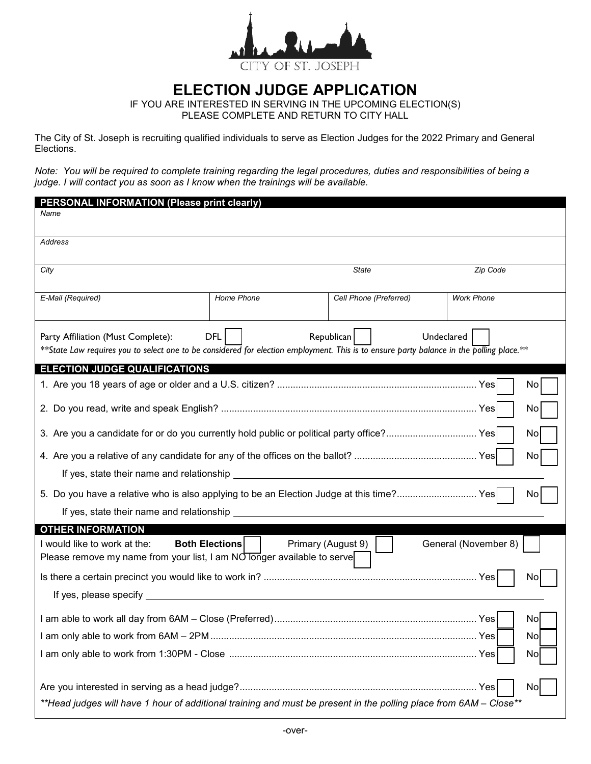CITY OF ST. JOSEPH

# ELECTION JUDGE APPLICATION

IF YOU ARE INTERESTED IN SERVING IN THE UPCOMING ELECTION(S)
PLEASE COMPLETE AND RETURN TO CITY HALL

The City of St. Joseph is recruiting qualified individuals to serve as Election Judges for the 2022 Primary and General Elections.

*Note: You will be required to complete training regarding the legal procedures, duties and responsibilities of being a judge. I will contact you as soon as I know when the trainings will be available.*

## PERSONAL INFORMATION (Please print clearly)

| *Name* | | | |
|---|---|---|---|
| *Address* | | | |
| *City* | | *State* | *Zip Code* |
| *E-Mail (Required)* | *Home Phone* | *Cell Phone (Preferred)* | *Work Phone* |

Party Affiliation (Must Complete): DFL ☐ Republican ☐ Undeclared ☐

*\*\*State Law requires you to select one to be considered for election employment. This is to ensure party balance in the polling place.\*\**

## ELECTION JUDGE QUALIFICATIONS

1. Are you 18 years of age or older and a U.S. citizen? .......... Yes ☐ No ☐
2. Do you read, write and speak English? .......... Yes ☐ No ☐
3. Are you a candidate for or do you currently hold public or political party office? .......... Yes ☐ No ☐
4. Are you a relative of any candidate for any of the offices on the ballot? .......... Yes ☐ No ☐

   If yes, state their name and relationship ______________________________

5. Do you have a relative who is also applying to be an Election Judge at this time? .......... Yes ☐ No ☐

   If yes, state their name and relationship ______________________________

## OTHER INFORMATION

I would like to work at the: **Both Elections** ☐ Primary (August 9) ☐ General (November 8) ☐

Please remove my name from your list, I am NO longer available to serve ☐

Is there a certain precinct you would like to work in? .......... Yes ☐ No ☐

If yes, please specify ______________________________

I am able to work all day from 6AM – Close (Preferred) .......... Yes ☐ No ☐

I am only able to work from 6AM – 2PM .......... Yes ☐ No ☐

I am only able to work from 1:30PM - Close .......... Yes ☐ No ☐

Are you interested in serving as a head judge? .......... Yes ☐ No ☐

*\*\*Head judges will have 1 hour of additional training and must be present in the polling place from 6AM – Close\*\**

-over-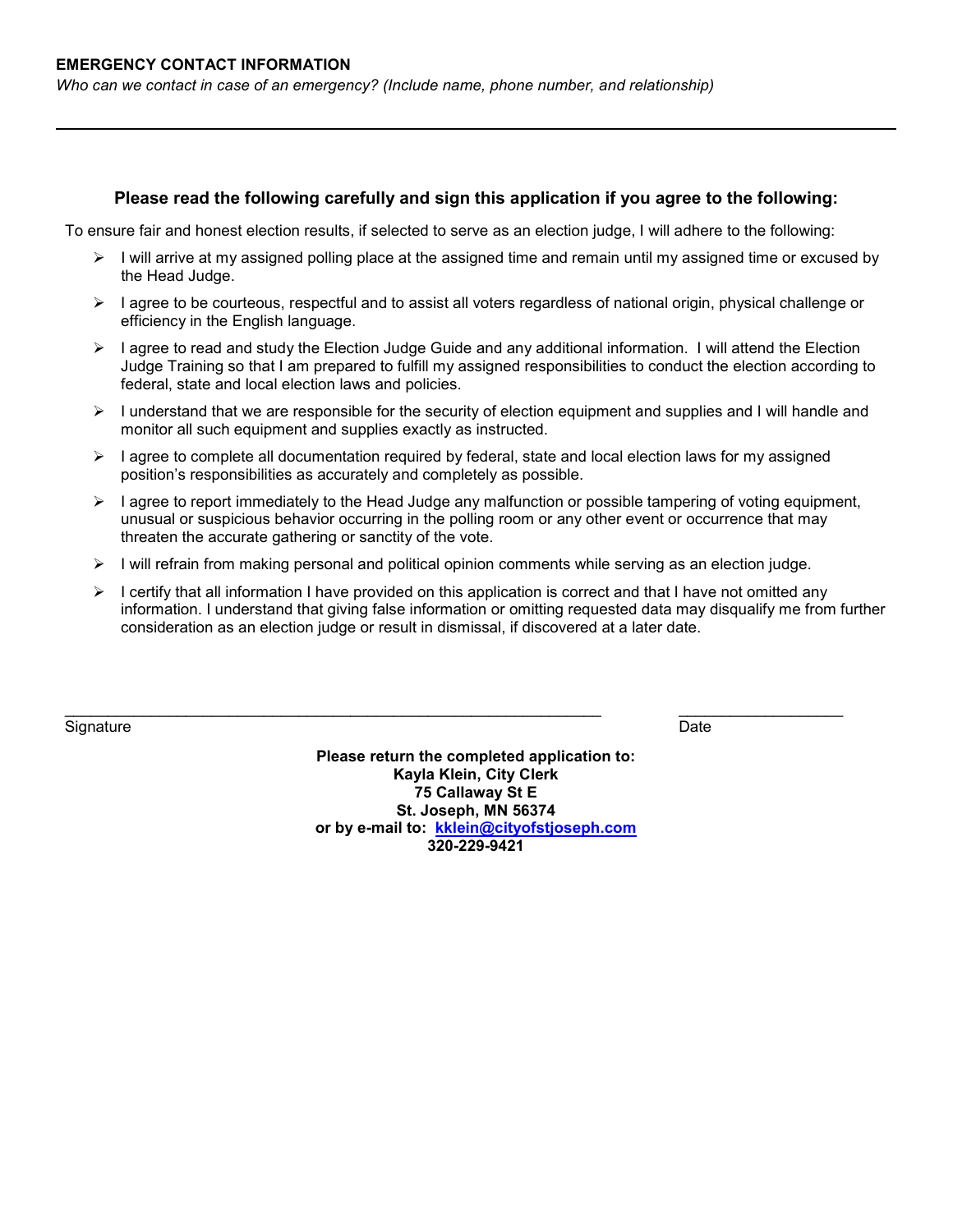**EMERGENCY CONTACT INFORMATION**

*Who can we contact in case of an emergency? (Include name, phone number, and relationship)*

---

### Please read the following carefully and sign this application if you agree to the following:

To ensure fair and honest election results, if selected to serve as an election judge, I will adhere to the following:

- I will arrive at my assigned polling place at the assigned time and remain until my assigned time or excused by the Head Judge.
- I agree to be courteous, respectful and to assist all voters regardless of national origin, physical challenge or efficiency in the English language.
- I agree to read and study the Election Judge Guide and any additional information. I will attend the Election Judge Training so that I am prepared to fulfill my assigned responsibilities to conduct the election according to federal, state and local election laws and policies.
- I understand that we are responsible for the security of election equipment and supplies and I will handle and monitor all such equipment and supplies exactly as instructed.
- I agree to complete all documentation required by federal, state and local election laws for my assigned position's responsibilities as accurately and completely as possible.
- I agree to report immediately to the Head Judge any malfunction or possible tampering of voting equipment, unusual or suspicious behavior occurring in the polling room or any other event or occurrence that may threaten the accurate gathering or sanctity of the vote.
- I will refrain from making personal and political opinion comments while serving as an election judge.
- I certify that all information I have provided on this application is correct and that I have not omitted any information. I understand that giving false information or omitting requested data may disqualify me from further consideration as an election judge or result in dismissal, if discovered at a later date.

_______________________________________________ &nbsp;&nbsp;&nbsp;&nbsp; ____________________

Signature &nbsp;&nbsp;&nbsp;&nbsp; Date

**Please return the completed application to:**
**Kayla Klein, City Clerk**
**75 Callaway St E**
**St. Joseph, MN 56374**
**or by e-mail to: kklein@cityofstjoseph.com**
**320-229-9421**